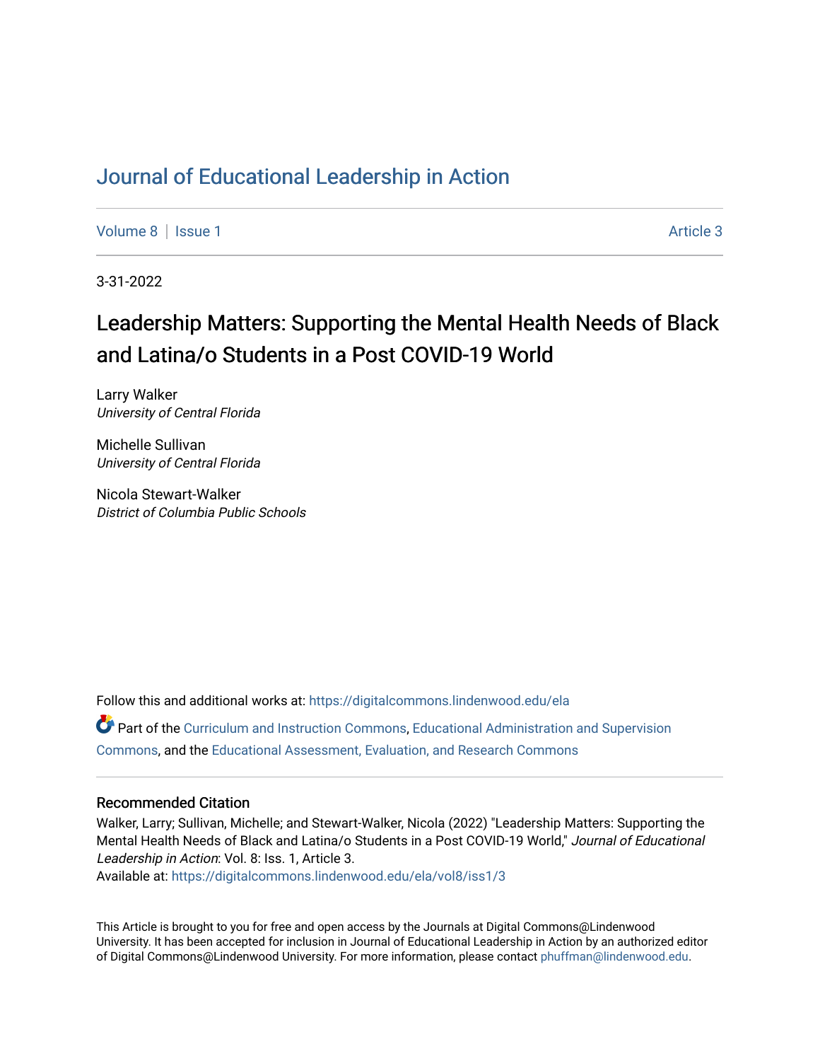# Journal of Educational Leadership in Action

Volume 8 | Issue 1 Article 3

3-31-2022

## Leadership Matters: Supporting the Mental Health Needs of Black and Latina/o Students in a Post COVID-19 World

Larry Walker
*University of Central Florida*

Michelle Sullivan
*University of Central Florida*

Nicola Stewart-Walker
*District of Columbia Public Schools*

Follow this and additional works at: https://digitalcommons.lindenwood.edu/ela

Part of the Curriculum and Instruction Commons, Educational Administration and Supervision Commons, and the Educational Assessment, Evaluation, and Research Commons

### Recommended Citation

Walker, Larry; Sullivan, Michelle; and Stewart-Walker, Nicola (2022) "Leadership Matters: Supporting the Mental Health Needs of Black and Latina/o Students in a Post COVID-19 World," *Journal of Educational Leadership in Action*: Vol. 8: Iss. 1, Article 3.
Available at: https://digitalcommons.lindenwood.edu/ela/vol8/iss1/3

This Article is brought to you for free and open access by the Journals at Digital Commons@Lindenwood University. It has been accepted for inclusion in Journal of Educational Leadership in Action by an authorized editor of Digital Commons@Lindenwood University. For more information, please contact phuffman@lindenwood.edu.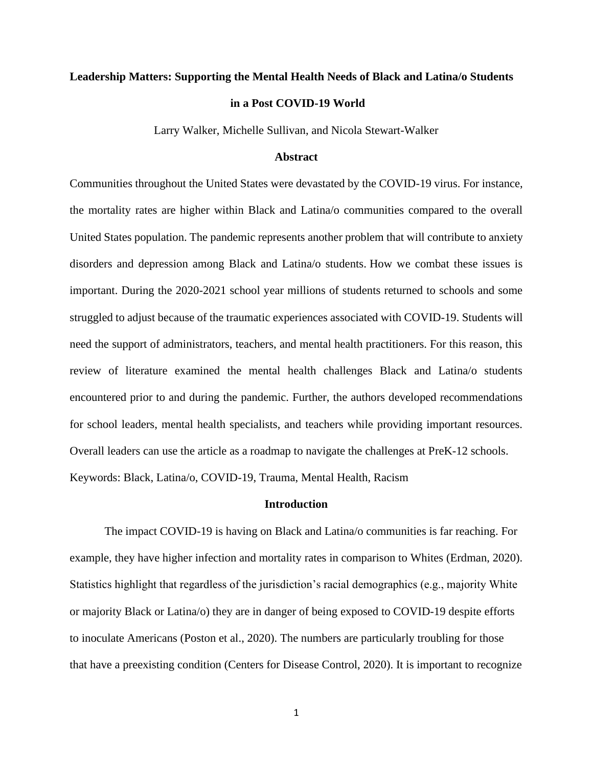# Leadership Matters: Supporting the Mental Health Needs of Black and Latina/o Students in a Post COVID-19 World

Larry Walker, Michelle Sullivan, and Nicola Stewart-Walker

## Abstract

Communities throughout the United States were devastated by the COVID-19 virus. For instance, the mortality rates are higher within Black and Latina/o communities compared to the overall United States population. The pandemic represents another problem that will contribute to anxiety disorders and depression among Black and Latina/o students. How we combat these issues is important. During the 2020-2021 school year millions of students returned to schools and some struggled to adjust because of the traumatic experiences associated with COVID-19. Students will need the support of administrators, teachers, and mental health practitioners. For this reason, this review of literature examined the mental health challenges Black and Latina/o students encountered prior to and during the pandemic. Further, the authors developed recommendations for school leaders, mental health specialists, and teachers while providing important resources. Overall leaders can use the article as a roadmap to navigate the challenges at PreK-12 schools.

Keywords: Black, Latina/o, COVID-19, Trauma, Mental Health, Racism

## Introduction

The impact COVID-19 is having on Black and Latina/o communities is far reaching. For example, they have higher infection and mortality rates in comparison to Whites (Erdman, 2020). Statistics highlight that regardless of the jurisdiction's racial demographics (e.g., majority White or majority Black or Latina/o) they are in danger of being exposed to COVID-19 despite efforts to inoculate Americans (Poston et al., 2020). The numbers are particularly troubling for those that have a preexisting condition (Centers for Disease Control, 2020). It is important to recognize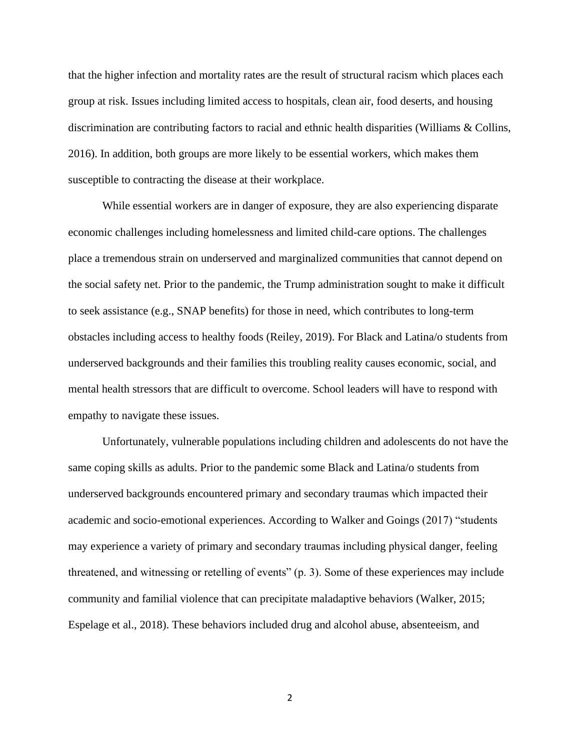that the higher infection and mortality rates are the result of structural racism which places each group at risk. Issues including limited access to hospitals, clean air, food deserts, and housing discrimination are contributing factors to racial and ethnic health disparities (Williams & Collins, 2016). In addition, both groups are more likely to be essential workers, which makes them susceptible to contracting the disease at their workplace.

While essential workers are in danger of exposure, they are also experiencing disparate economic challenges including homelessness and limited child-care options. The challenges place a tremendous strain on underserved and marginalized communities that cannot depend on the social safety net. Prior to the pandemic, the Trump administration sought to make it difficult to seek assistance (e.g., SNAP benefits) for those in need, which contributes to long-term obstacles including access to healthy foods (Reiley, 2019). For Black and Latina/o students from underserved backgrounds and their families this troubling reality causes economic, social, and mental health stressors that are difficult to overcome. School leaders will have to respond with empathy to navigate these issues.

Unfortunately, vulnerable populations including children and adolescents do not have the same coping skills as adults. Prior to the pandemic some Black and Latina/o students from underserved backgrounds encountered primary and secondary traumas which impacted their academic and socio-emotional experiences. According to Walker and Goings (2017) "students may experience a variety of primary and secondary traumas including physical danger, feeling threatened, and witnessing or retelling of events" (p. 3). Some of these experiences may include community and familial violence that can precipitate maladaptive behaviors (Walker, 2015; Espelage et al., 2018). These behaviors included drug and alcohol abuse, absenteeism, and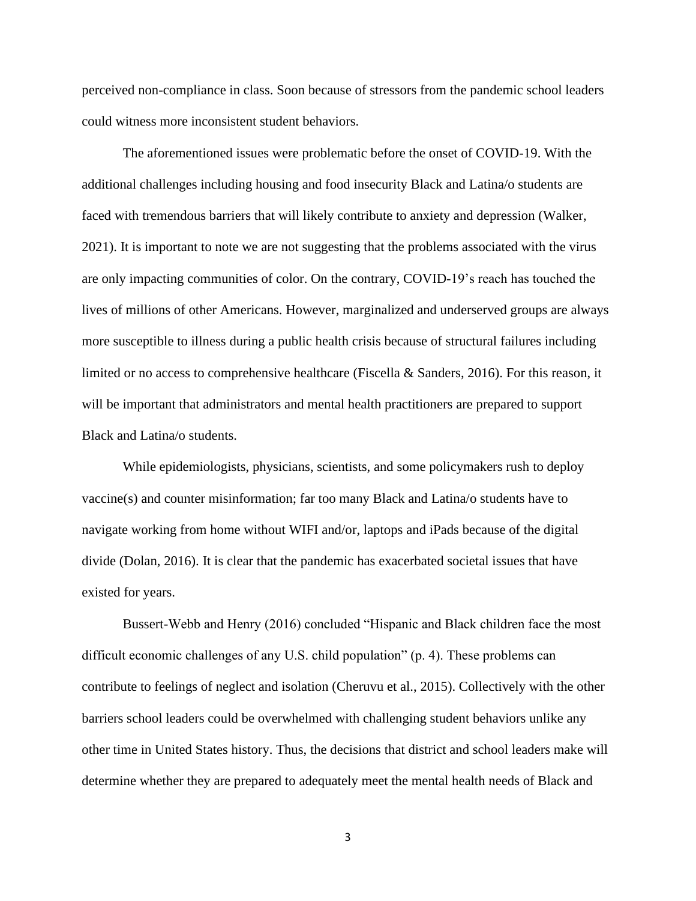perceived non-compliance in class. Soon because of stressors from the pandemic school leaders could witness more inconsistent student behaviors.

The aforementioned issues were problematic before the onset of COVID-19. With the additional challenges including housing and food insecurity Black and Latina/o students are faced with tremendous barriers that will likely contribute to anxiety and depression (Walker, 2021). It is important to note we are not suggesting that the problems associated with the virus are only impacting communities of color. On the contrary, COVID-19's reach has touched the lives of millions of other Americans. However, marginalized and underserved groups are always more susceptible to illness during a public health crisis because of structural failures including limited or no access to comprehensive healthcare (Fiscella & Sanders, 2016). For this reason, it will be important that administrators and mental health practitioners are prepared to support Black and Latina/o students.

While epidemiologists, physicians, scientists, and some policymakers rush to deploy vaccine(s) and counter misinformation; far too many Black and Latina/o students have to navigate working from home without WIFI and/or, laptops and iPads because of the digital divide (Dolan, 2016). It is clear that the pandemic has exacerbated societal issues that have existed for years.

Bussert-Webb and Henry (2016) concluded "Hispanic and Black children face the most difficult economic challenges of any U.S. child population" (p. 4). These problems can contribute to feelings of neglect and isolation (Cheruvu et al., 2015). Collectively with the other barriers school leaders could be overwhelmed with challenging student behaviors unlike any other time in United States history. Thus, the decisions that district and school leaders make will determine whether they are prepared to adequately meet the mental health needs of Black and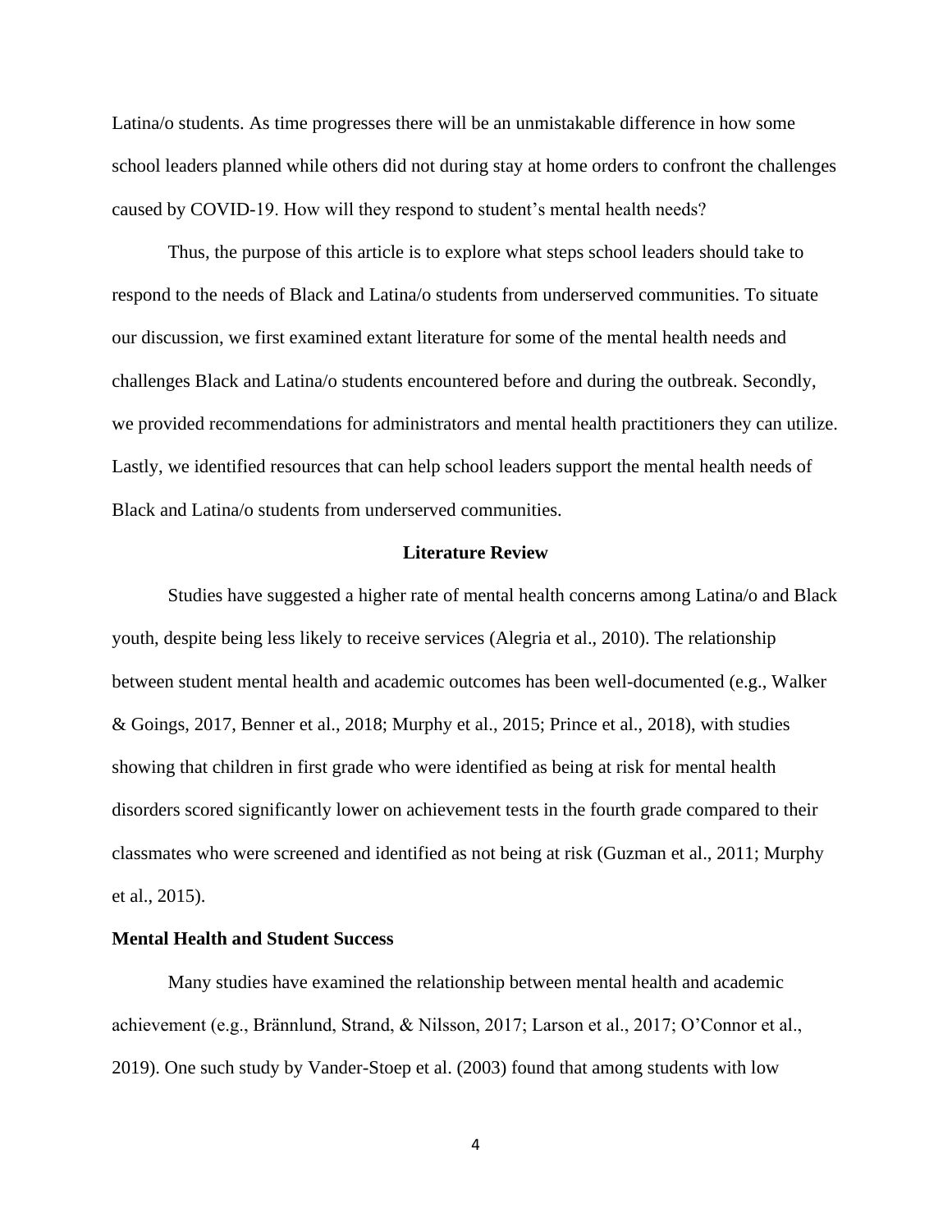Latina/o students. As time progresses there will be an unmistakable difference in how some school leaders planned while others did not during stay at home orders to confront the challenges caused by COVID-19. How will they respond to student's mental health needs?

Thus, the purpose of this article is to explore what steps school leaders should take to respond to the needs of Black and Latina/o students from underserved communities. To situate our discussion, we first examined extant literature for some of the mental health needs and challenges Black and Latina/o students encountered before and during the outbreak. Secondly, we provided recommendations for administrators and mental health practitioners they can utilize. Lastly, we identified resources that can help school leaders support the mental health needs of Black and Latina/o students from underserved communities.

## Literature Review

Studies have suggested a higher rate of mental health concerns among Latina/o and Black youth, despite being less likely to receive services (Alegria et al., 2010). The relationship between student mental health and academic outcomes has been well-documented (e.g., Walker & Goings, 2017, Benner et al., 2018; Murphy et al., 2015; Prince et al., 2018), with studies showing that children in first grade who were identified as being at risk for mental health disorders scored significantly lower on achievement tests in the fourth grade compared to their classmates who were screened and identified as not being at risk (Guzman et al., 2011; Murphy et al., 2015).

### Mental Health and Student Success

Many studies have examined the relationship between mental health and academic achievement (e.g., Brännlund, Strand, & Nilsson, 2017; Larson et al., 2017; O'Connor et al., 2019). One such study by Vander-Stoep et al. (2003) found that among students with low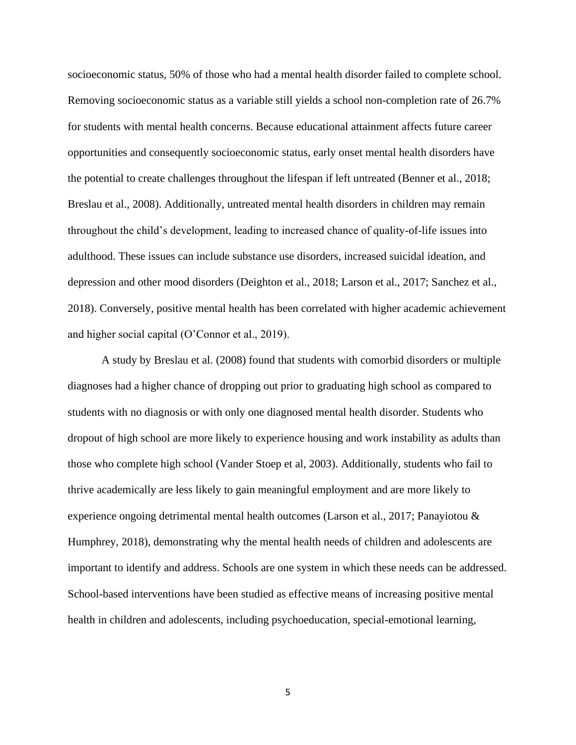socioeconomic status, 50% of those who had a mental health disorder failed to complete school. Removing socioeconomic status as a variable still yields a school non-completion rate of 26.7% for students with mental health concerns. Because educational attainment affects future career opportunities and consequently socioeconomic status, early onset mental health disorders have the potential to create challenges throughout the lifespan if left untreated (Benner et al., 2018; Breslau et al., 2008). Additionally, untreated mental health disorders in children may remain throughout the child's development, leading to increased chance of quality-of-life issues into adulthood. These issues can include substance use disorders, increased suicidal ideation, and depression and other mood disorders (Deighton et al., 2018; Larson et al., 2017; Sanchez et al., 2018). Conversely, positive mental health has been correlated with higher academic achievement and higher social capital (O'Connor et al., 2019).

A study by Breslau et al. (2008) found that students with comorbid disorders or multiple diagnoses had a higher chance of dropping out prior to graduating high school as compared to students with no diagnosis or with only one diagnosed mental health disorder. Students who dropout of high school are more likely to experience housing and work instability as adults than those who complete high school (Vander Stoep et al, 2003). Additionally, students who fail to thrive academically are less likely to gain meaningful employment and are more likely to experience ongoing detrimental mental health outcomes (Larson et al., 2017; Panayiotou & Humphrey, 2018), demonstrating why the mental health needs of children and adolescents are important to identify and address. Schools are one system in which these needs can be addressed. School-based interventions have been studied as effective means of increasing positive mental health in children and adolescents, including psychoeducation, special-emotional learning,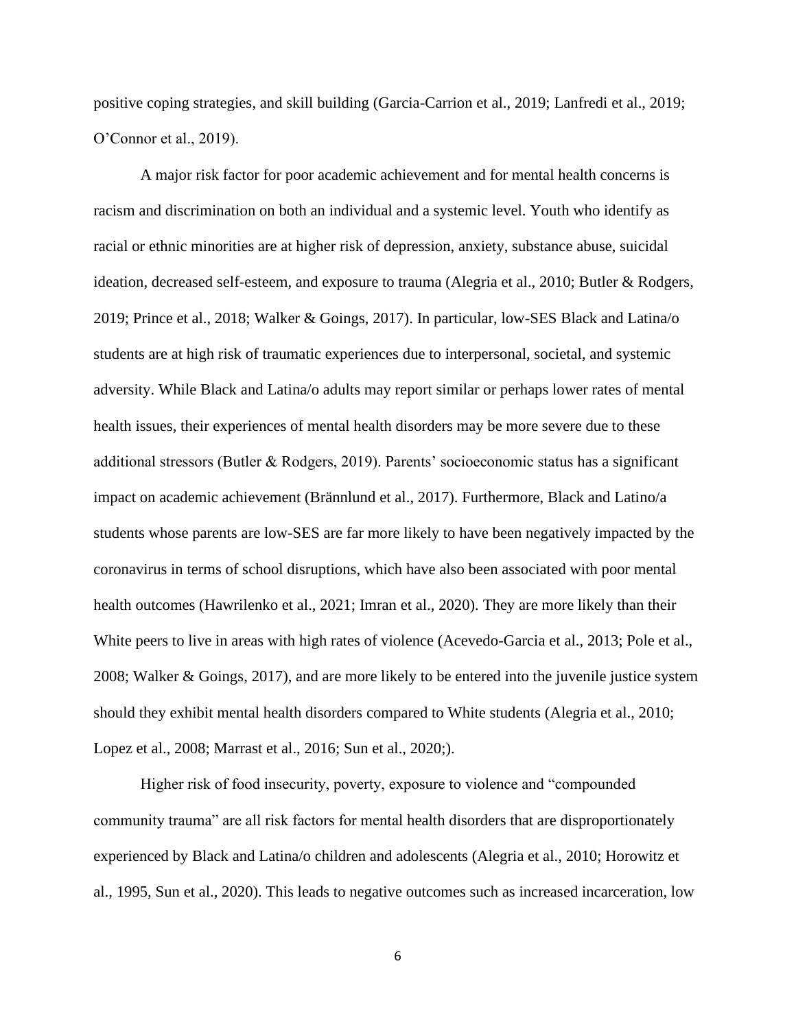positive coping strategies, and skill building (Garcia-Carrion et al., 2019; Lanfredi et al., 2019; O'Connor et al., 2019).

A major risk factor for poor academic achievement and for mental health concerns is racism and discrimination on both an individual and a systemic level. Youth who identify as racial or ethnic minorities are at higher risk of depression, anxiety, substance abuse, suicidal ideation, decreased self-esteem, and exposure to trauma (Alegria et al., 2010; Butler & Rodgers, 2019; Prince et al., 2018; Walker & Goings, 2017). In particular, low-SES Black and Latina/o students are at high risk of traumatic experiences due to interpersonal, societal, and systemic adversity. While Black and Latina/o adults may report similar or perhaps lower rates of mental health issues, their experiences of mental health disorders may be more severe due to these additional stressors (Butler & Rodgers, 2019). Parents' socioeconomic status has a significant impact on academic achievement (Brännlund et al., 2017). Furthermore, Black and Latino/a students whose parents are low-SES are far more likely to have been negatively impacted by the coronavirus in terms of school disruptions, which have also been associated with poor mental health outcomes (Hawrilenko et al., 2021; Imran et al., 2020). They are more likely than their White peers to live in areas with high rates of violence (Acevedo-Garcia et al., 2013; Pole et al., 2008; Walker & Goings, 2017), and are more likely to be entered into the juvenile justice system should they exhibit mental health disorders compared to White students (Alegria et al., 2010; Lopez et al., 2008; Marrast et al., 2016; Sun et al., 2020;).

Higher risk of food insecurity, poverty, exposure to violence and "compounded community trauma" are all risk factors for mental health disorders that are disproportionately experienced by Black and Latina/o children and adolescents (Alegria et al., 2010; Horowitz et al., 1995, Sun et al., 2020). This leads to negative outcomes such as increased incarceration, low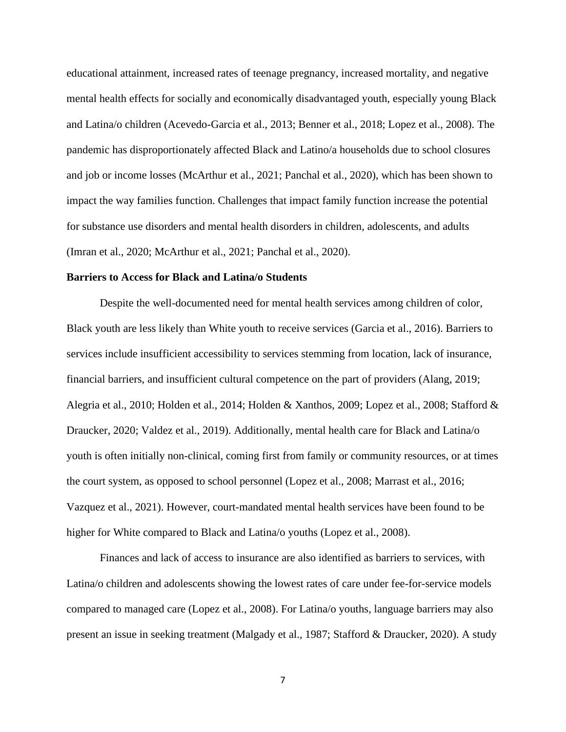educational attainment, increased rates of teenage pregnancy, increased mortality, and negative mental health effects for socially and economically disadvantaged youth, especially young Black and Latina/o children (Acevedo-Garcia et al., 2013; Benner et al., 2018; Lopez et al., 2008). The pandemic has disproportionately affected Black and Latino/a households due to school closures and job or income losses (McArthur et al., 2021; Panchal et al., 2020), which has been shown to impact the way families function. Challenges that impact family function increase the potential for substance use disorders and mental health disorders in children, adolescents, and adults (Imran et al., 2020; McArthur et al., 2021; Panchal et al., 2020).

**Barriers to Access for Black and Latina/o Students**

Despite the well-documented need for mental health services among children of color, Black youth are less likely than White youth to receive services (Garcia et al., 2016). Barriers to services include insufficient accessibility to services stemming from location, lack of insurance, financial barriers, and insufficient cultural competence on the part of providers (Alang, 2019; Alegria et al., 2010; Holden et al., 2014; Holden & Xanthos, 2009; Lopez et al., 2008; Stafford & Draucker, 2020; Valdez et al., 2019). Additionally, mental health care for Black and Latina/o youth is often initially non-clinical, coming first from family or community resources, or at times the court system, as opposed to school personnel (Lopez et al., 2008; Marrast et al., 2016; Vazquez et al., 2021). However, court-mandated mental health services have been found to be higher for White compared to Black and Latina/o youths (Lopez et al., 2008).

Finances and lack of access to insurance are also identified as barriers to services, with Latina/o children and adolescents showing the lowest rates of care under fee-for-service models compared to managed care (Lopez et al., 2008). For Latina/o youths, language barriers may also present an issue in seeking treatment (Malgady et al., 1987; Stafford & Draucker, 2020). A study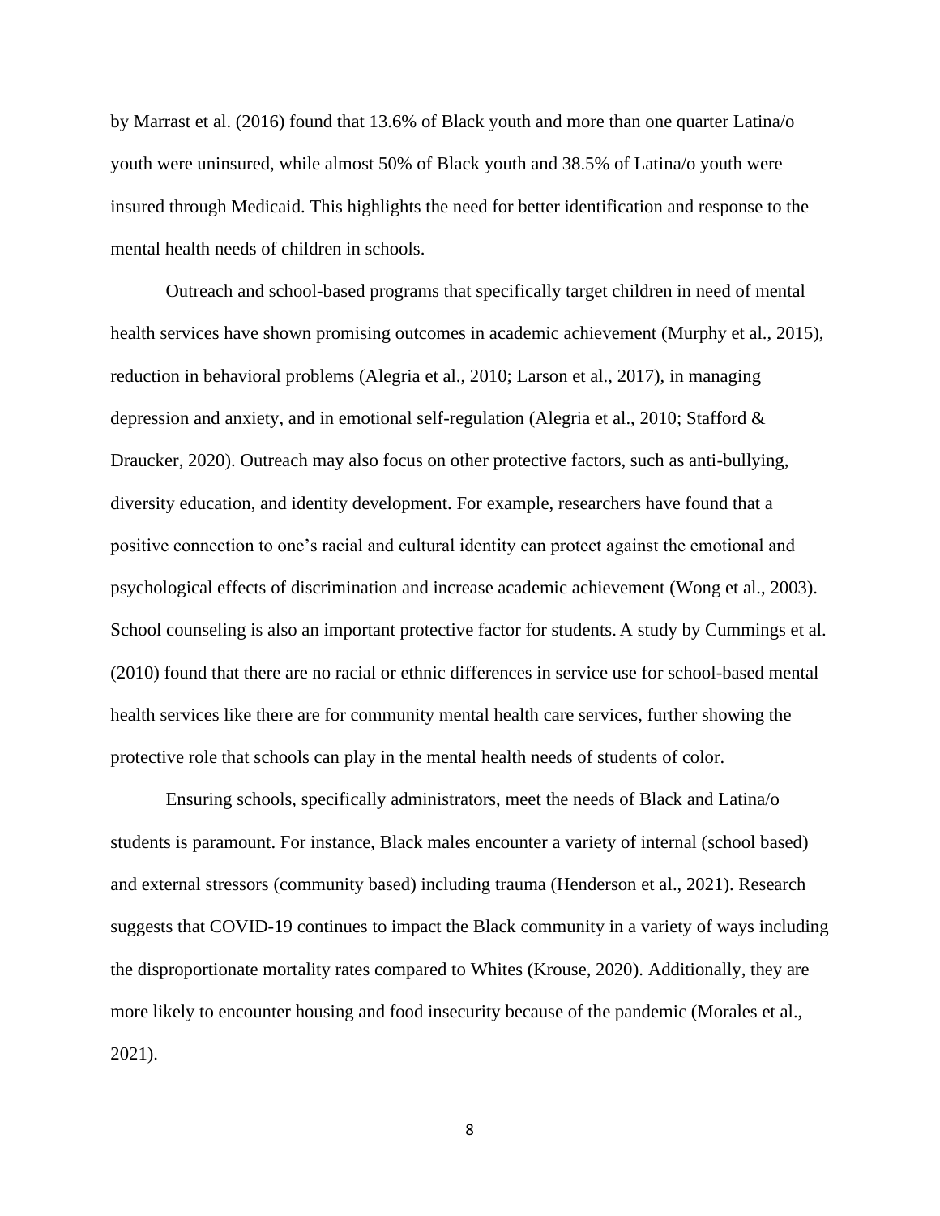by Marrast et al. (2016) found that 13.6% of Black youth and more than one quarter Latina/o youth were uninsured, while almost 50% of Black youth and 38.5% of Latina/o youth were insured through Medicaid. This highlights the need for better identification and response to the mental health needs of children in schools.

Outreach and school-based programs that specifically target children in need of mental health services have shown promising outcomes in academic achievement (Murphy et al., 2015), reduction in behavioral problems (Alegria et al., 2010; Larson et al., 2017), in managing depression and anxiety, and in emotional self-regulation (Alegria et al., 2010; Stafford & Draucker, 2020). Outreach may also focus on other protective factors, such as anti-bullying, diversity education, and identity development. For example, researchers have found that a positive connection to one's racial and cultural identity can protect against the emotional and psychological effects of discrimination and increase academic achievement (Wong et al., 2003). School counseling is also an important protective factor for students. A study by Cummings et al. (2010) found that there are no racial or ethnic differences in service use for school-based mental health services like there are for community mental health care services, further showing the protective role that schools can play in the mental health needs of students of color.

Ensuring schools, specifically administrators, meet the needs of Black and Latina/o students is paramount. For instance, Black males encounter a variety of internal (school based) and external stressors (community based) including trauma (Henderson et al., 2021). Research suggests that COVID-19 continues to impact the Black community in a variety of ways including the disproportionate mortality rates compared to Whites (Krouse, 2020). Additionally, they are more likely to encounter housing and food insecurity because of the pandemic (Morales et al., 2021).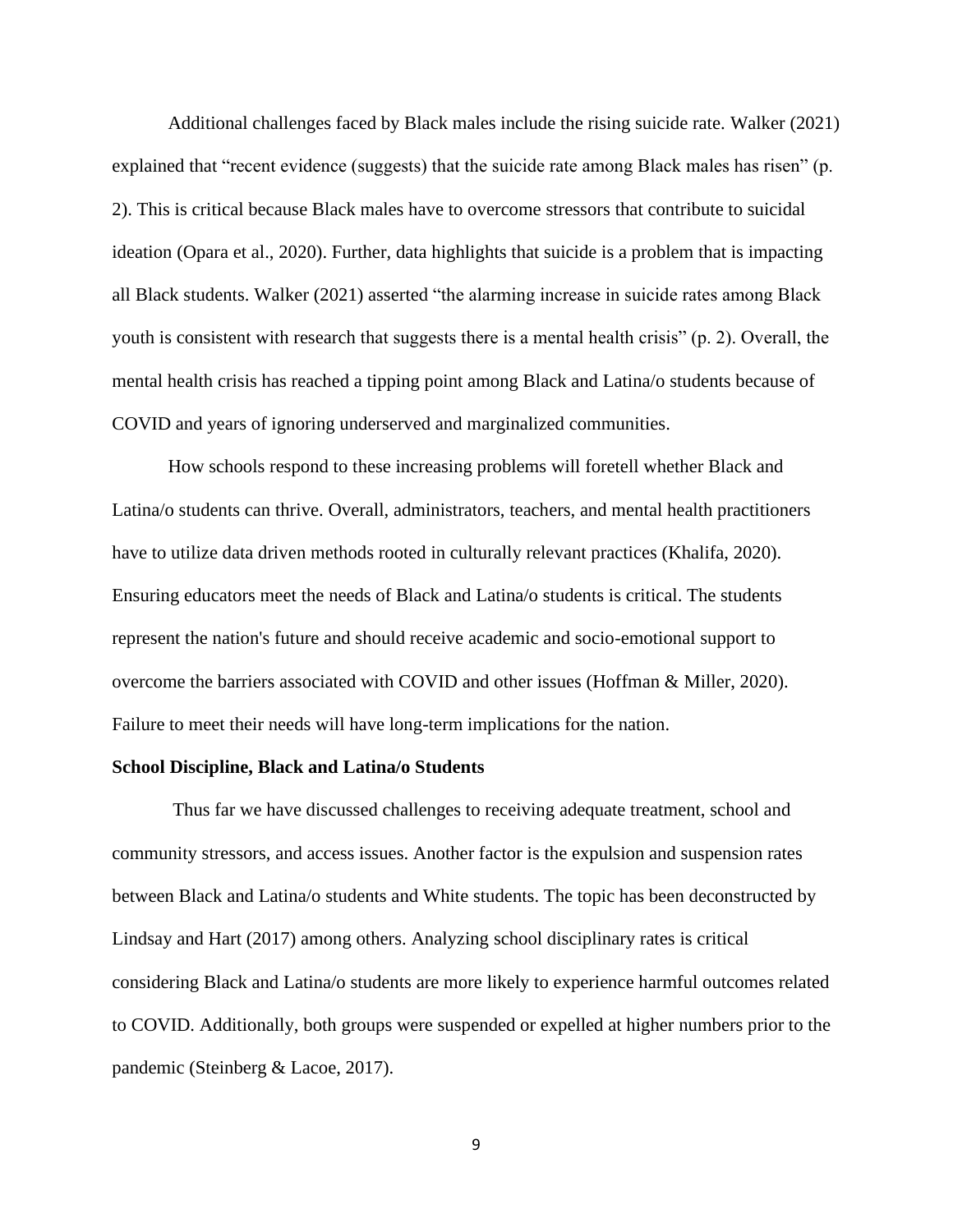Additional challenges faced by Black males include the rising suicide rate. Walker (2021) explained that "recent evidence (suggests) that the suicide rate among Black males has risen" (p. 2). This is critical because Black males have to overcome stressors that contribute to suicidal ideation (Opara et al., 2020). Further, data highlights that suicide is a problem that is impacting all Black students. Walker (2021) asserted "the alarming increase in suicide rates among Black youth is consistent with research that suggests there is a mental health crisis" (p. 2). Overall, the mental health crisis has reached a tipping point among Black and Latina/o students because of COVID and years of ignoring underserved and marginalized communities.

How schools respond to these increasing problems will foretell whether Black and Latina/o students can thrive. Overall, administrators, teachers, and mental health practitioners have to utilize data driven methods rooted in culturally relevant practices (Khalifa, 2020). Ensuring educators meet the needs of Black and Latina/o students is critical. The students represent the nation's future and should receive academic and socio-emotional support to overcome the barriers associated with COVID and other issues (Hoffman & Miller, 2020). Failure to meet their needs will have long-term implications for the nation.

**School Discipline, Black and Latina/o Students**

Thus far we have discussed challenges to receiving adequate treatment, school and community stressors, and access issues. Another factor is the expulsion and suspension rates between Black and Latina/o students and White students. The topic has been deconstructed by Lindsay and Hart (2017) among others. Analyzing school disciplinary rates is critical considering Black and Latina/o students are more likely to experience harmful outcomes related to COVID. Additionally, both groups were suspended or expelled at higher numbers prior to the pandemic (Steinberg & Lacoe, 2017).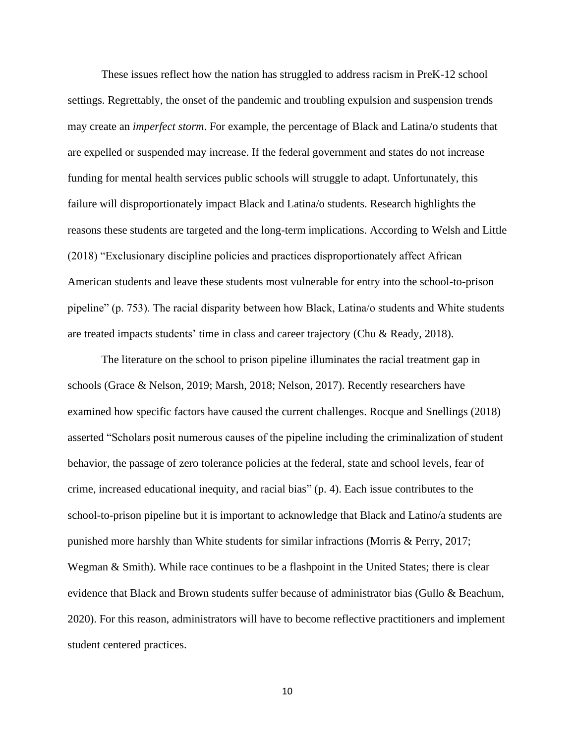These issues reflect how the nation has struggled to address racism in PreK-12 school settings. Regrettably, the onset of the pandemic and troubling expulsion and suspension trends may create an *imperfect storm*. For example, the percentage of Black and Latina/o students that are expelled or suspended may increase. If the federal government and states do not increase funding for mental health services public schools will struggle to adapt. Unfortunately, this failure will disproportionately impact Black and Latina/o students. Research highlights the reasons these students are targeted and the long-term implications. According to Welsh and Little (2018) "Exclusionary discipline policies and practices disproportionately affect African American students and leave these students most vulnerable for entry into the school-to-prison pipeline" (p. 753). The racial disparity between how Black, Latina/o students and White students are treated impacts students' time in class and career trajectory (Chu & Ready, 2018).

The literature on the school to prison pipeline illuminates the racial treatment gap in schools (Grace & Nelson, 2019; Marsh, 2018; Nelson, 2017). Recently researchers have examined how specific factors have caused the current challenges. Rocque and Snellings (2018) asserted "Scholars posit numerous causes of the pipeline including the criminalization of student behavior, the passage of zero tolerance policies at the federal, state and school levels, fear of crime, increased educational inequity, and racial bias" (p. 4). Each issue contributes to the school-to-prison pipeline but it is important to acknowledge that Black and Latino/a students are punished more harshly than White students for similar infractions (Morris & Perry, 2017; Wegman & Smith). While race continues to be a flashpoint in the United States; there is clear evidence that Black and Brown students suffer because of administrator bias (Gullo & Beachum, 2020). For this reason, administrators will have to become reflective practitioners and implement student centered practices.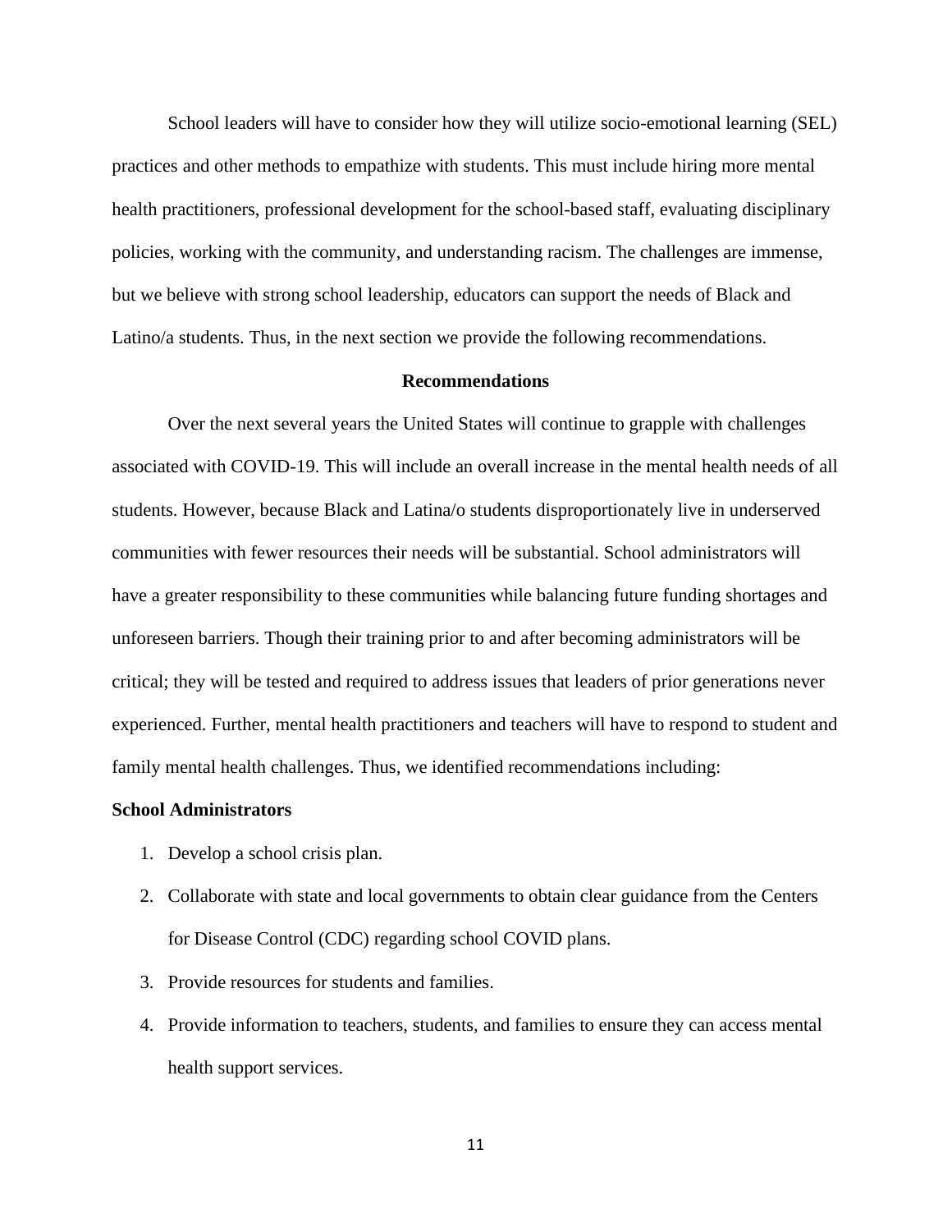School leaders will have to consider how they will utilize socio-emotional learning (SEL) practices and other methods to empathize with students. This must include hiring more mental health practitioners, professional development for the school-based staff, evaluating disciplinary policies, working with the community, and understanding racism. The challenges are immense, but we believe with strong school leadership, educators can support the needs of Black and Latino/a students. Thus, in the next section we provide the following recommendations.

## Recommendations

Over the next several years the United States will continue to grapple with challenges associated with COVID-19. This will include an overall increase in the mental health needs of all students. However, because Black and Latina/o students disproportionately live in underserved communities with fewer resources their needs will be substantial. School administrators will have a greater responsibility to these communities while balancing future funding shortages and unforeseen barriers. Though their training prior to and after becoming administrators will be critical; they will be tested and required to address issues that leaders of prior generations never experienced. Further, mental health practitioners and teachers will have to respond to student and family mental health challenges. Thus, we identified recommendations including:

### School Administrators

1. Develop a school crisis plan.
2. Collaborate with state and local governments to obtain clear guidance from the Centers for Disease Control (CDC) regarding school COVID plans.
3. Provide resources for students and families.
4. Provide information to teachers, students, and families to ensure they can access mental health support services.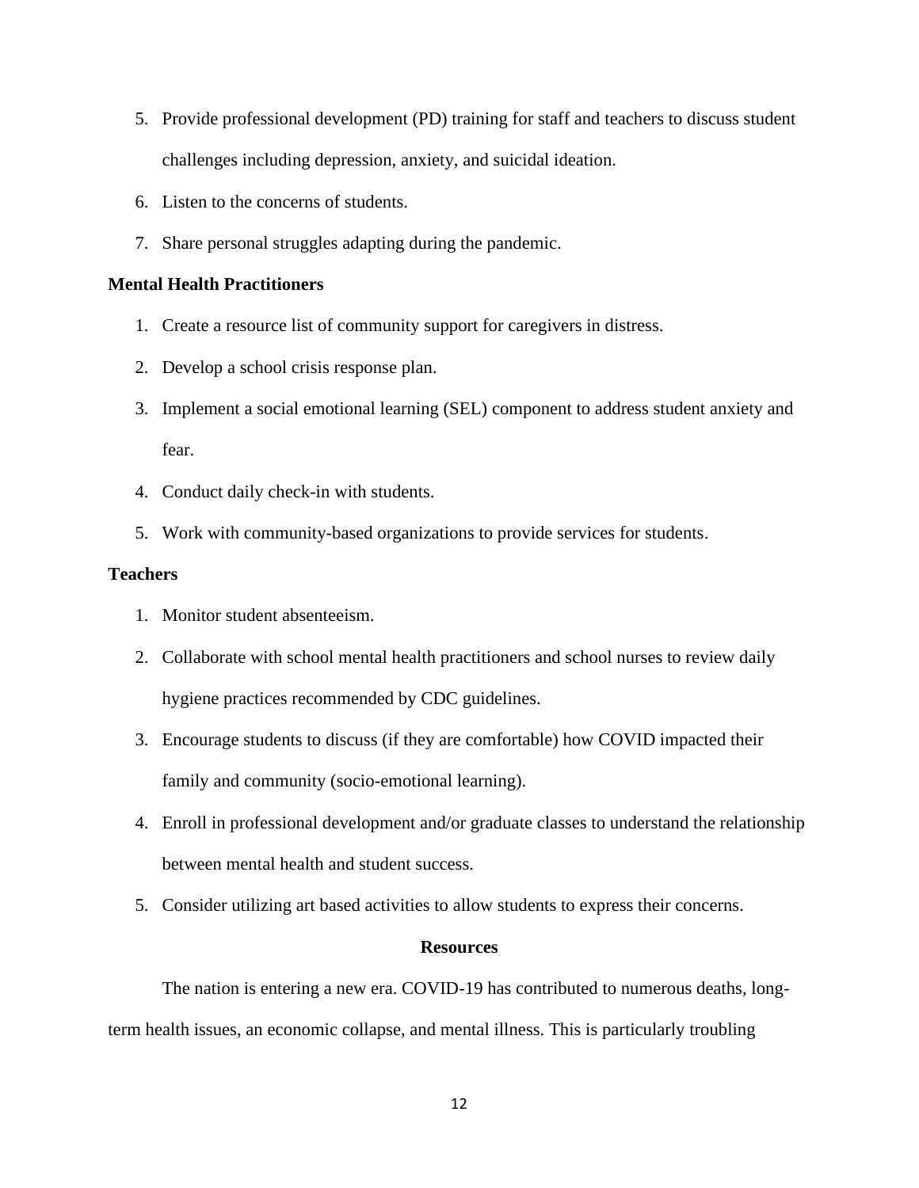5. Provide professional development (PD) training for staff and teachers to discuss student challenges including depression, anxiety, and suicidal ideation.
6. Listen to the concerns of students.
7. Share personal struggles adapting during the pandemic.

**Mental Health Practitioners**

1. Create a resource list of community support for caregivers in distress.
2. Develop a school crisis response plan.
3. Implement a social emotional learning (SEL) component to address student anxiety and fear.
4. Conduct daily check-in with students.
5. Work with community-based organizations to provide services for students.

**Teachers**

1. Monitor student absenteeism.
2. Collaborate with school mental health practitioners and school nurses to review daily hygiene practices recommended by CDC guidelines.
3. Encourage students to discuss (if they are comfortable) how COVID impacted their family and community (socio-emotional learning).
4. Enroll in professional development and/or graduate classes to understand the relationship between mental health and student success.
5. Consider utilizing art based activities to allow students to express their concerns.

## Resources

The nation is entering a new era. COVID-19 has contributed to numerous deaths, long-term health issues, an economic collapse, and mental illness. This is particularly troubling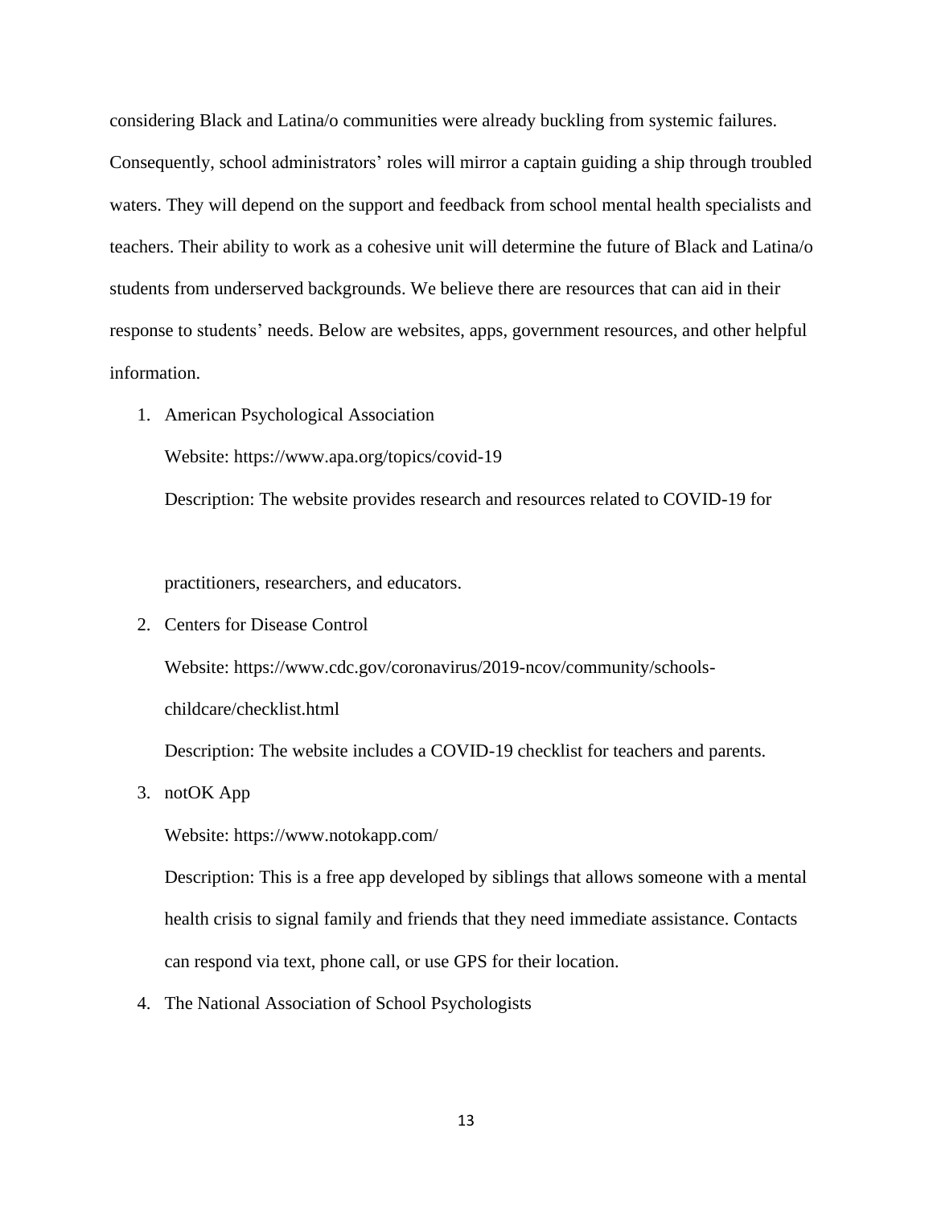considering Black and Latina/o communities were already buckling from systemic failures. Consequently, school administrators' roles will mirror a captain guiding a ship through troubled waters. They will depend on the support and feedback from school mental health specialists and teachers. Their ability to work as a cohesive unit will determine the future of Black and Latina/o students from underserved backgrounds. We believe there are resources that can aid in their response to students' needs. Below are websites, apps, government resources, and other helpful information.

1. American Psychological Association

   Website: https://www.apa.org/topics/covid-19

   Description: The website provides research and resources related to COVID-19 for practitioners, researchers, and educators.

2. Centers for Disease Control

   Website: https://www.cdc.gov/coronavirus/2019-ncov/community/schools-childcare/checklist.html

   Description: The website includes a COVID-19 checklist for teachers and parents.

3. notOK App

   Website: https://www.notokapp.com/

   Description: This is a free app developed by siblings that allows someone with a mental health crisis to signal family and friends that they need immediate assistance. Contacts can respond via text, phone call, or use GPS for their location.

4. The National Association of School Psychologists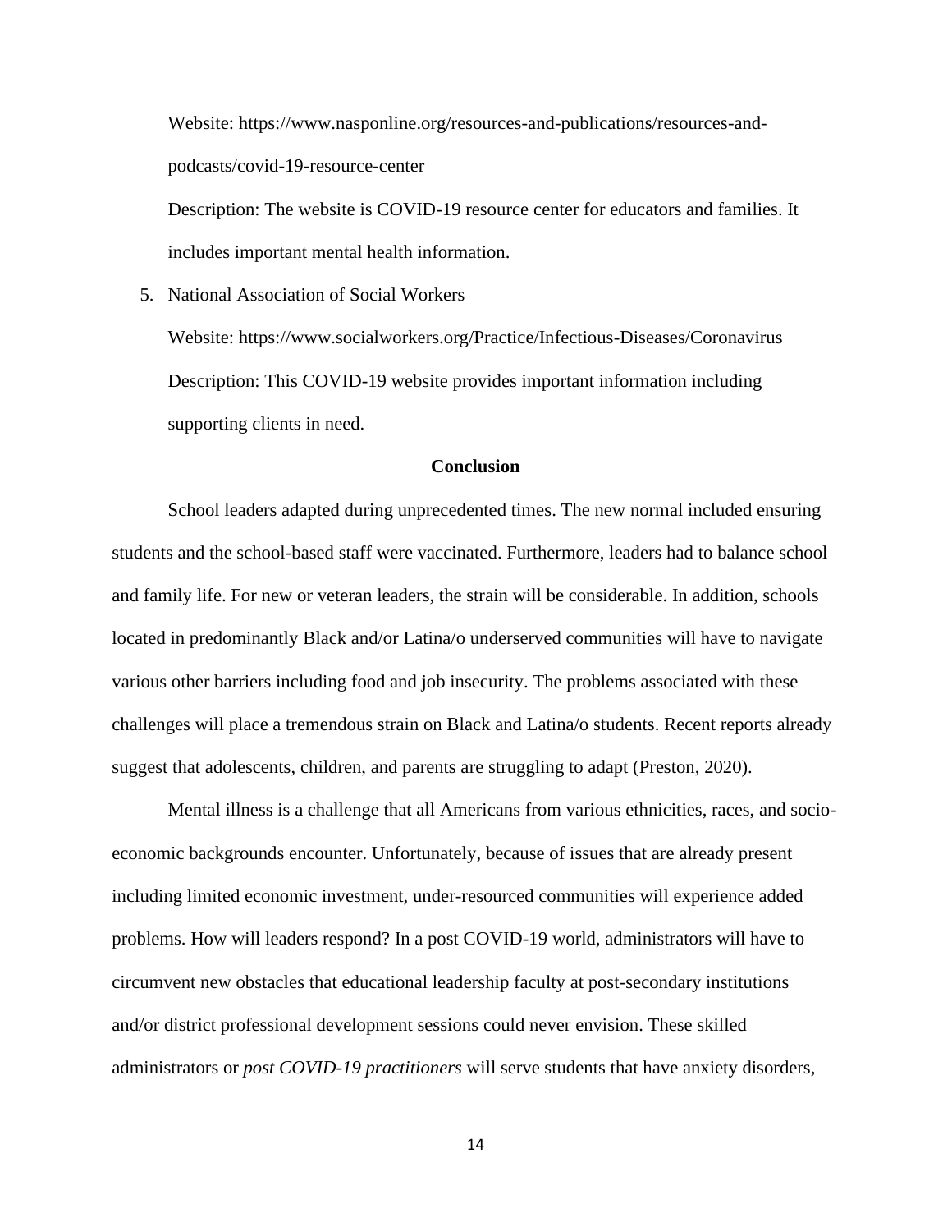Website: https://www.nasponline.org/resources-and-publications/resources-and-podcasts/covid-19-resource-center

Description: The website is COVID-19 resource center for educators and families. It includes important mental health information.

5. National Association of Social Workers

   Website: https://www.socialworkers.org/Practice/Infectious-Diseases/Coronavirus

   Description: This COVID-19 website provides important information including supporting clients in need.

## Conclusion

School leaders adapted during unprecedented times. The new normal included ensuring students and the school-based staff were vaccinated. Furthermore, leaders had to balance school and family life. For new or veteran leaders, the strain will be considerable. In addition, schools located in predominantly Black and/or Latina/o underserved communities will have to navigate various other barriers including food and job insecurity. The problems associated with these challenges will place a tremendous strain on Black and Latina/o students. Recent reports already suggest that adolescents, children, and parents are struggling to adapt (Preston, 2020).

Mental illness is a challenge that all Americans from various ethnicities, races, and socio-economic backgrounds encounter. Unfortunately, because of issues that are already present including limited economic investment, under-resourced communities will experience added problems. How will leaders respond? In a post COVID-19 world, administrators will have to circumvent new obstacles that educational leadership faculty at post-secondary institutions and/or district professional development sessions could never envision. These skilled administrators or *post COVID-19 practitioners* will serve students that have anxiety disorders,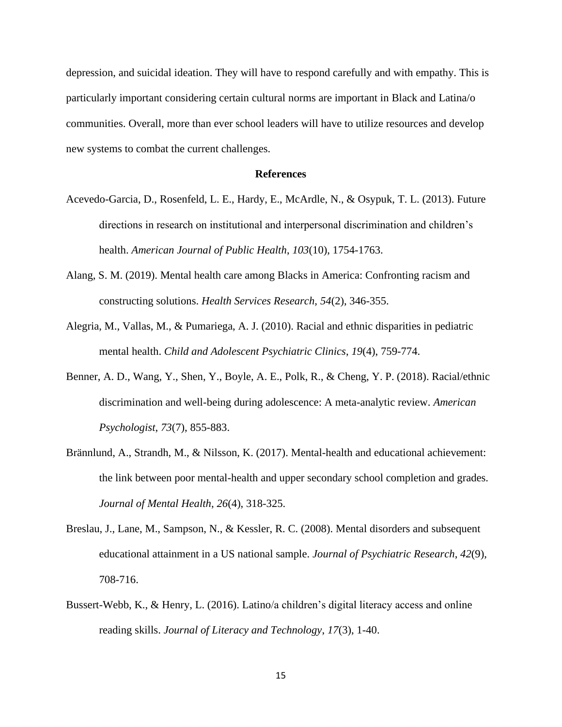depression, and suicidal ideation. They will have to respond carefully and with empathy. This is particularly important considering certain cultural norms are important in Black and Latina/o communities. Overall, more than ever school leaders will have to utilize resources and develop new systems to combat the current challenges.

## References

Acevedo-Garcia, D., Rosenfeld, L. E., Hardy, E., McArdle, N., & Osypuk, T. L. (2013). Future directions in research on institutional and interpersonal discrimination and children's health. *American Journal of Public Health*, *103*(10), 1754-1763.

Alang, S. M. (2019). Mental health care among Blacks in America: Confronting racism and constructing solutions. *Health Services Research*, *54*(2), 346-355.

Alegria, M., Vallas, M., & Pumariega, A. J. (2010). Racial and ethnic disparities in pediatric mental health. *Child and Adolescent Psychiatric Clinics*, *19*(4), 759-774.

Benner, A. D., Wang, Y., Shen, Y., Boyle, A. E., Polk, R., & Cheng, Y. P. (2018). Racial/ethnic discrimination and well-being during adolescence: A meta-analytic review. *American Psychologist*, *73*(7), 855-883.

Brännlund, A., Strandh, M., & Nilsson, K. (2017). Mental-health and educational achievement: the link between poor mental-health and upper secondary school completion and grades. *Journal of Mental Health*, *26*(4), 318-325.

Breslau, J., Lane, M., Sampson, N., & Kessler, R. C. (2008). Mental disorders and subsequent educational attainment in a US national sample. *Journal of Psychiatric Research*, *42*(9), 708-716.

Bussert-Webb, K., & Henry, L. (2016). Latino/a children's digital literacy access and online reading skills. *Journal of Literacy and Technology*, *17*(3), 1-40.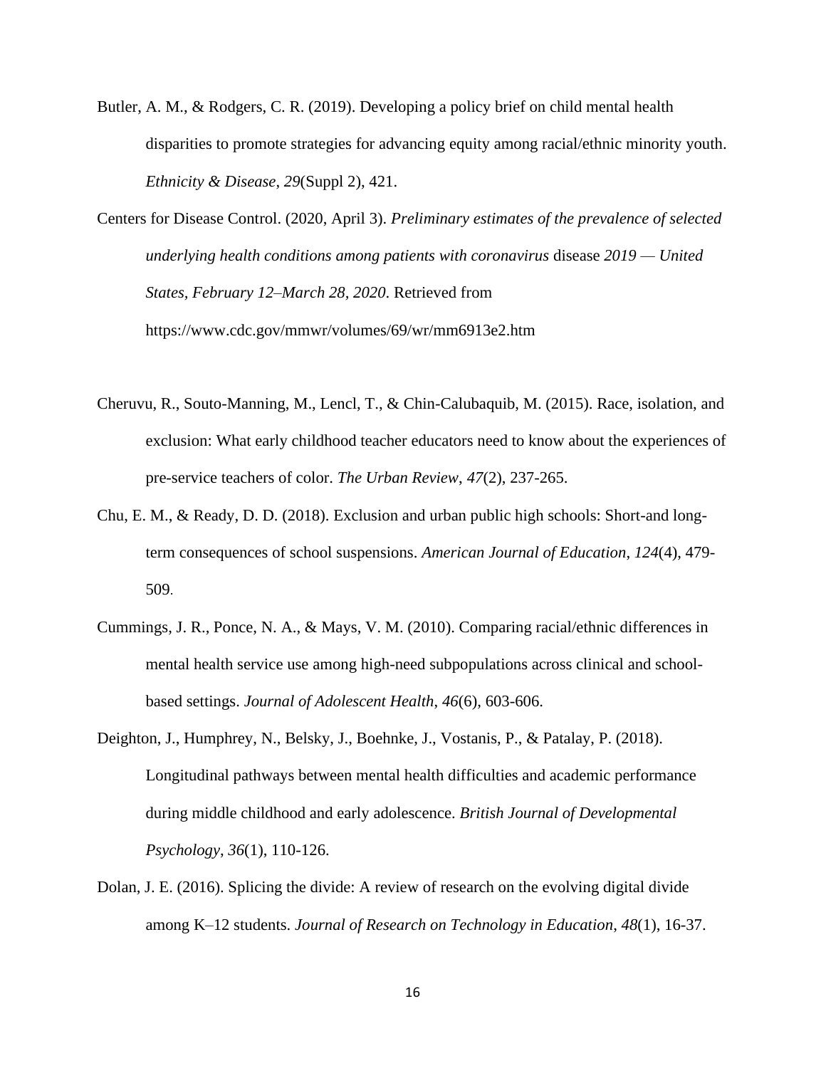Butler, A. M., & Rodgers, C. R. (2019). Developing a policy brief on child mental health disparities to promote strategies for advancing equity among racial/ethnic minority youth. *Ethnicity & Disease*, *29*(Suppl 2), 421.

Centers for Disease Control. (2020, April 3). *Preliminary estimates of the prevalence of selected underlying health conditions among patients with coronavirus* disease *2019 — United States, February 12–March 28, 2020*. Retrieved from https://www.cdc.gov/mmwr/volumes/69/wr/mm6913e2.htm

Cheruvu, R., Souto-Manning, M., Lencl, T., & Chin-Calubaquib, M. (2015). Race, isolation, and exclusion: What early childhood teacher educators need to know about the experiences of pre-service teachers of color. *The Urban Review*, *47*(2), 237-265.

Chu, E. M., & Ready, D. D. (2018). Exclusion and urban public high schools: Short-and long-term consequences of school suspensions. *American Journal of Education*, *124*(4), 479-509.

Cummings, J. R., Ponce, N. A., & Mays, V. M. (2010). Comparing racial/ethnic differences in mental health service use among high-need subpopulations across clinical and school-based settings. *Journal of Adolescent Health*, *46*(6), 603-606.

Deighton, J., Humphrey, N., Belsky, J., Boehnke, J., Vostanis, P., & Patalay, P. (2018). Longitudinal pathways between mental health difficulties and academic performance during middle childhood and early adolescence. *British Journal of Developmental Psychology*, *36*(1), 110-126.

Dolan, J. E. (2016). Splicing the divide: A review of research on the evolving digital divide among K–12 students. *Journal of Research on Technology in Education*, *48*(1), 16-37.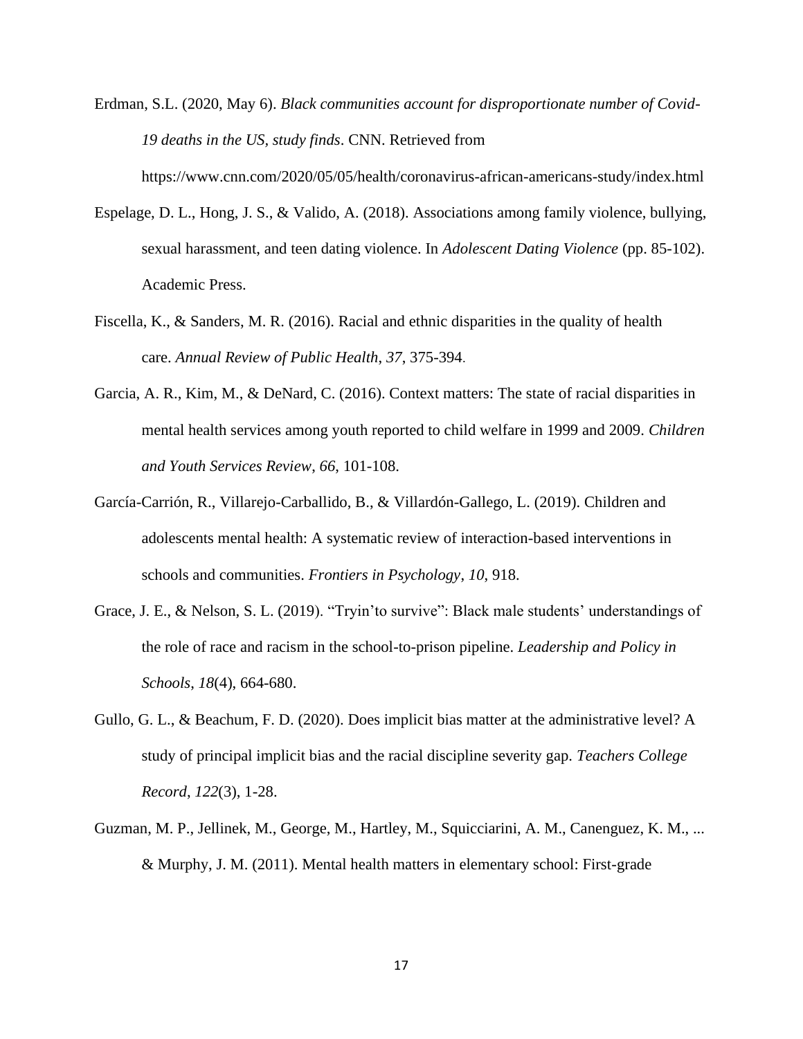Erdman, S.L. (2020, May 6). *Black communities account for disproportionate number of Covid-19 deaths in the US, study finds*. CNN. Retrieved from https://www.cnn.com/2020/05/05/health/coronavirus-african-americans-study/index.html

Espelage, D. L., Hong, J. S., & Valido, A. (2018). Associations among family violence, bullying, sexual harassment, and teen dating violence. In *Adolescent Dating Violence* (pp. 85-102). Academic Press.

Fiscella, K., & Sanders, M. R. (2016). Racial and ethnic disparities in the quality of health care. *Annual Review of Public Health*, *37*, 375-394.

Garcia, A. R., Kim, M., & DeNard, C. (2016). Context matters: The state of racial disparities in mental health services among youth reported to child welfare in 1999 and 2009. *Children and Youth Services Review*, *66*, 101-108.

García-Carrión, R., Villarejo-Carballido, B., & Villardón-Gallego, L. (2019). Children and adolescents mental health: A systematic review of interaction-based interventions in schools and communities. *Frontiers in Psychology*, *10*, 918.

Grace, J. E., & Nelson, S. L. (2019). "Tryin'to survive": Black male students' understandings of the role of race and racism in the school-to-prison pipeline. *Leadership and Policy in Schools*, *18*(4), 664-680.

Gullo, G. L., & Beachum, F. D. (2020). Does implicit bias matter at the administrative level? A study of principal implicit bias and the racial discipline severity gap. *Teachers College Record*, *122*(3), 1-28.

Guzman, M. P., Jellinek, M., George, M., Hartley, M., Squicciarini, A. M., Canenguez, K. M., ... & Murphy, J. M. (2011). Mental health matters in elementary school: First-grade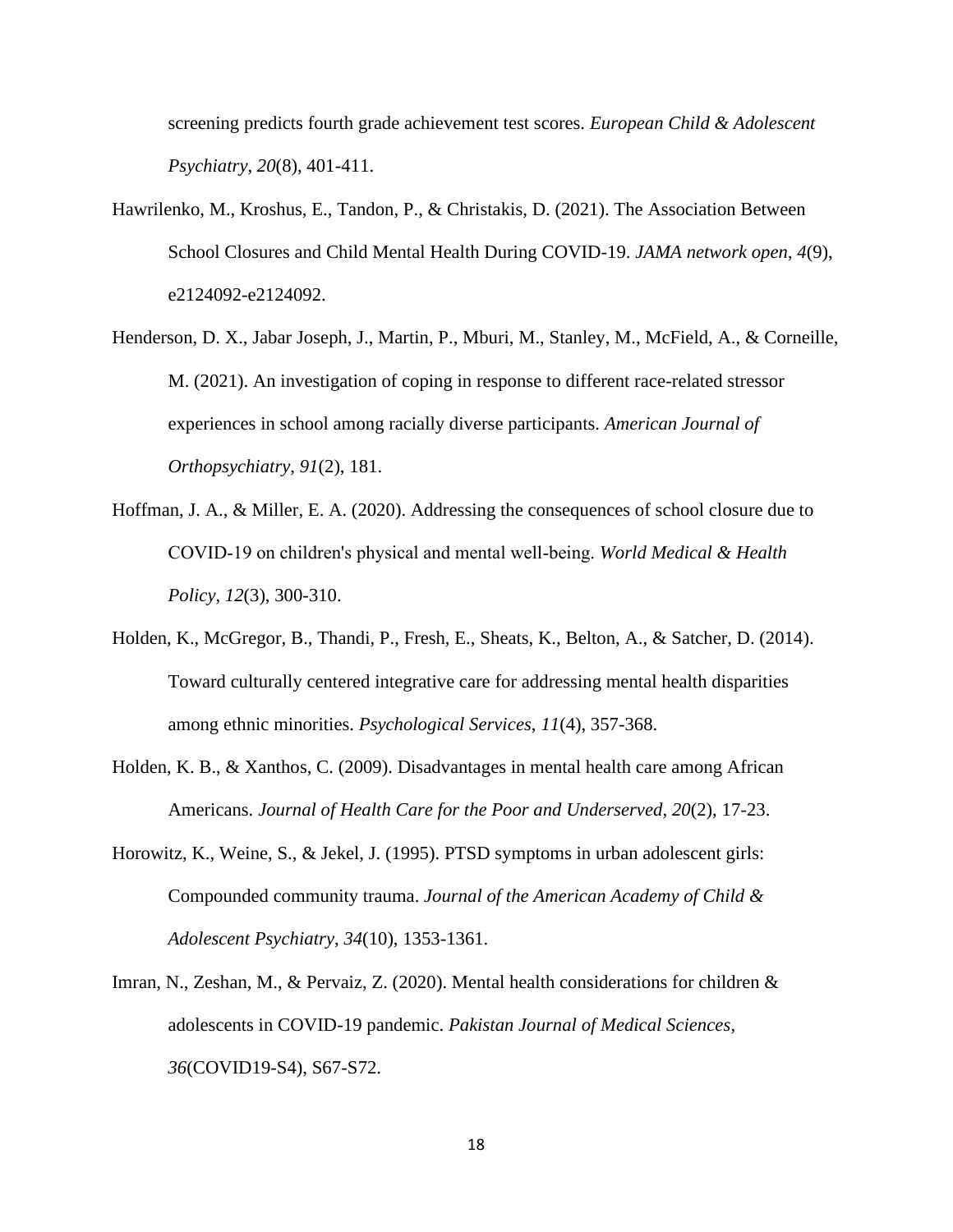screening predicts fourth grade achievement test scores. *European Child & Adolescent Psychiatry*, *20*(8), 401-411.

Hawrilenko, M., Kroshus, E., Tandon, P., & Christakis, D. (2021). The Association Between School Closures and Child Mental Health During COVID-19. *JAMA network open*, *4*(9), e2124092-e2124092.

Henderson, D. X., Jabar Joseph, J., Martin, P., Mburi, M., Stanley, M., McField, A., & Corneille, M. (2021). An investigation of coping in response to different race-related stressor experiences in school among racially diverse participants. *American Journal of Orthopsychiatry*, *91*(2), 181.

Hoffman, J. A., & Miller, E. A. (2020). Addressing the consequences of school closure due to COVID-19 on children's physical and mental well-being. *World Medical & Health Policy*, *12*(3), 300-310.

Holden, K., McGregor, B., Thandi, P., Fresh, E., Sheats, K., Belton, A., & Satcher, D. (2014). Toward culturally centered integrative care for addressing mental health disparities among ethnic minorities. *Psychological Services*, *11*(4), 357-368.

Holden, K. B., & Xanthos, C. (2009). Disadvantages in mental health care among African Americans. *Journal of Health Care for the Poor and Underserved*, *20*(2), 17-23.

Horowitz, K., Weine, S., & Jekel, J. (1995). PTSD symptoms in urban adolescent girls: Compounded community trauma. *Journal of the American Academy of Child & Adolescent Psychiatry*, *34*(10), 1353-1361.

Imran, N., Zeshan, M., & Pervaiz, Z. (2020). Mental health considerations for children & adolescents in COVID-19 pandemic. *Pakistan Journal of Medical Sciences*, *36*(COVID19-S4), S67-S72.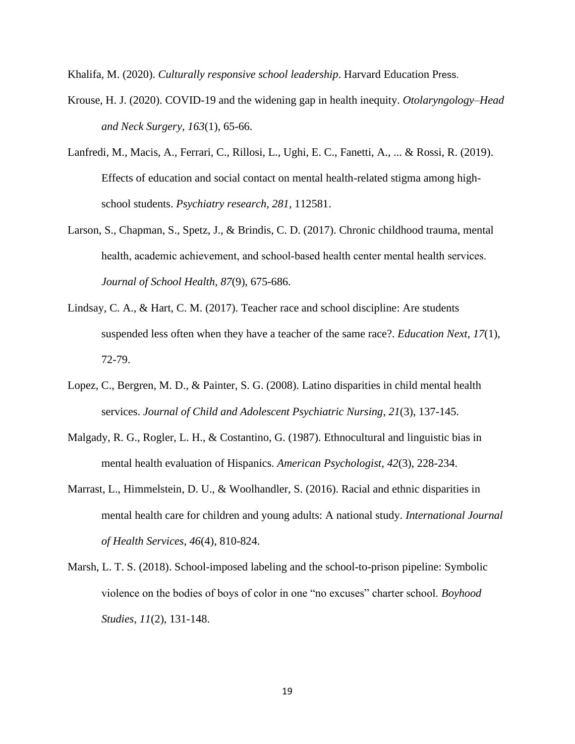Khalifa, M. (2020). *Culturally responsive school leadership*. Harvard Education Press.

Krouse, H. J. (2020). COVID-19 and the widening gap in health inequity. *Otolaryngology–Head and Neck Surgery*, *163*(1), 65-66.

Lanfredi, M., Macis, A., Ferrari, C., Rillosi, L., Ughi, E. C., Fanetti, A., ... & Rossi, R. (2019). Effects of education and social contact on mental health-related stigma among high-school students. *Psychiatry research*, *281*, 112581.

Larson, S., Chapman, S., Spetz, J., & Brindis, C. D. (2017). Chronic childhood trauma, mental health, academic achievement, and school-based health center mental health services. *Journal of School Health*, *87*(9), 675-686.

Lindsay, C. A., & Hart, C. M. (2017). Teacher race and school discipline: Are students suspended less often when they have a teacher of the same race?. *Education Next*, *17*(1), 72-79.

Lopez, C., Bergren, M. D., & Painter, S. G. (2008). Latino disparities in child mental health services. *Journal of Child and Adolescent Psychiatric Nursing*, *21*(3), 137-145.

Malgady, R. G., Rogler, L. H., & Costantino, G. (1987). Ethnocultural and linguistic bias in mental health evaluation of Hispanics. *American Psychologist*, *42*(3), 228-234.

Marrast, L., Himmelstein, D. U., & Woolhandler, S. (2016). Racial and ethnic disparities in mental health care for children and young adults: A national study. *International Journal of Health Services*, *46*(4), 810-824.

Marsh, L. T. S. (2018). School-imposed labeling and the school-to-prison pipeline: Symbolic violence on the bodies of boys of color in one "no excuses" charter school. *Boyhood Studies*, *11*(2), 131-148.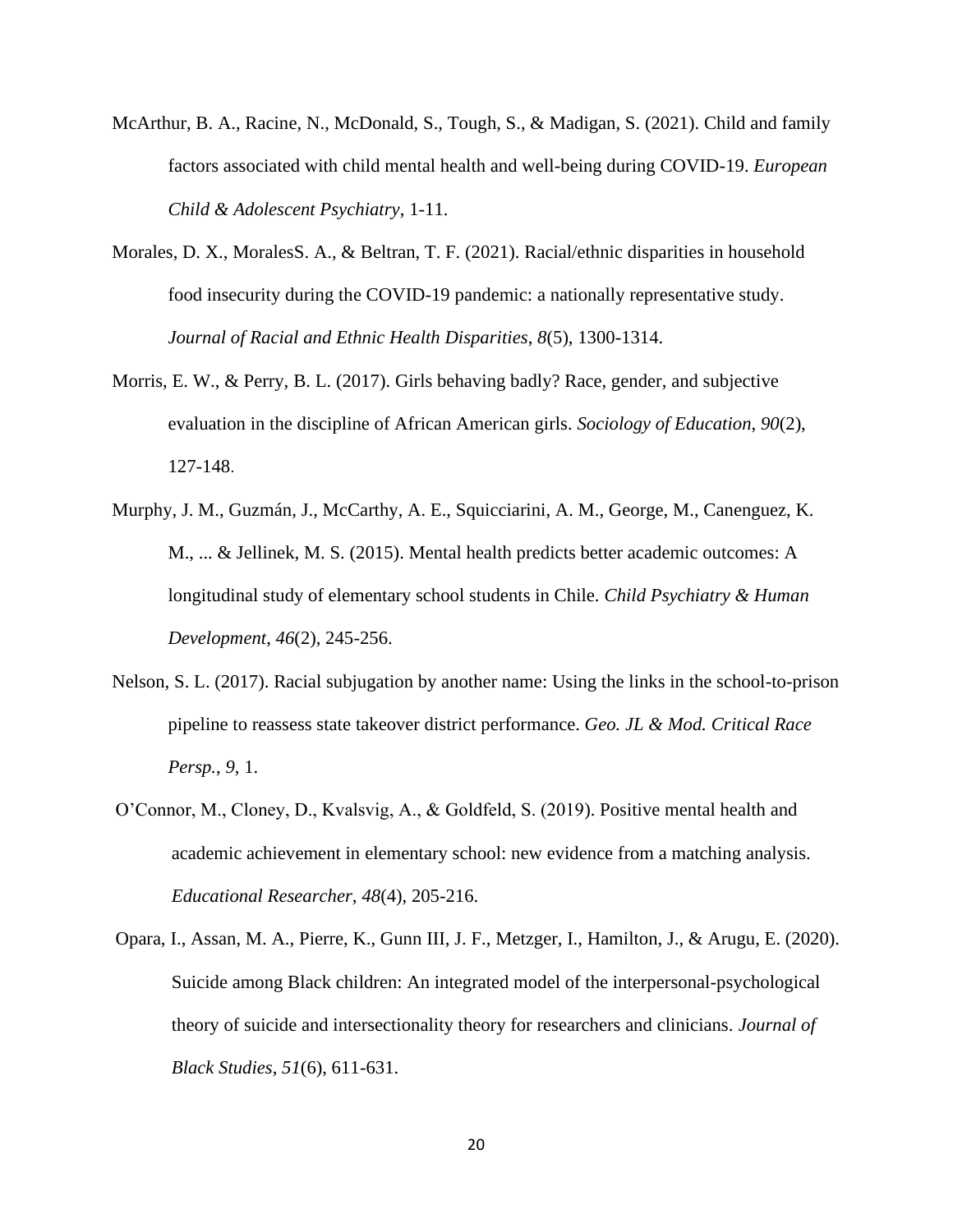McArthur, B. A., Racine, N., McDonald, S., Tough, S., & Madigan, S. (2021). Child and family factors associated with child mental health and well-being during COVID-19. *European Child & Adolescent Psychiatry*, 1-11.

Morales, D. X., MoralesS. A., & Beltran, T. F. (2021). Racial/ethnic disparities in household food insecurity during the COVID-19 pandemic: a nationally representative study. *Journal of Racial and Ethnic Health Disparities*, *8*(5), 1300-1314.

Morris, E. W., & Perry, B. L. (2017). Girls behaving badly? Race, gender, and subjective evaluation in the discipline of African American girls. *Sociology of Education*, *90*(2), 127-148.

Murphy, J. M., Guzmán, J., McCarthy, A. E., Squicciarini, A. M., George, M., Canenguez, K. M., ... & Jellinek, M. S. (2015). Mental health predicts better academic outcomes: A longitudinal study of elementary school students in Chile. *Child Psychiatry & Human Development*, *46*(2), 245-256.

Nelson, S. L. (2017). Racial subjugation by another name: Using the links in the school-to-prison pipeline to reassess state takeover district performance. *Geo. JL & Mod. Critical Race Persp.*, *9*, 1.

O'Connor, M., Cloney, D., Kvalsvig, A., & Goldfeld, S. (2019). Positive mental health and academic achievement in elementary school: new evidence from a matching analysis. *Educational Researcher*, *48*(4), 205-216.

Opara, I., Assan, M. A., Pierre, K., Gunn III, J. F., Metzger, I., Hamilton, J., & Arugu, E. (2020). Suicide among Black children: An integrated model of the interpersonal-psychological theory of suicide and intersectionality theory for researchers and clinicians. *Journal of Black Studies*, *51*(6), 611-631.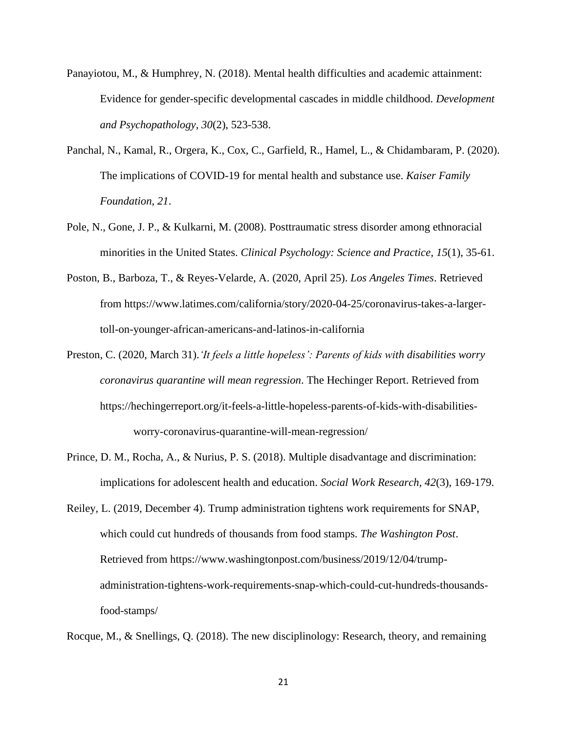Panayiotou, M., & Humphrey, N. (2018). Mental health difficulties and academic attainment: Evidence for gender-specific developmental cascades in middle childhood. *Development and Psychopathology*, *30*(2), 523-538.

Panchal, N., Kamal, R., Orgera, K., Cox, C., Garfield, R., Hamel, L., & Chidambaram, P. (2020). The implications of COVID-19 for mental health and substance use. *Kaiser Family Foundation*, *21*.

Pole, N., Gone, J. P., & Kulkarni, M. (2008). Posttraumatic stress disorder among ethnoracial minorities in the United States. *Clinical Psychology: Science and Practice*, *15*(1), 35-61.

Poston, B., Barboza, T., & Reyes-Velarde, A. (2020, April 25). *Los Angeles Times*. Retrieved from https://www.latimes.com/california/story/2020-04-25/coronavirus-takes-a-larger-toll-on-younger-african-americans-and-latinos-in-california

Preston, C. (2020, March 31). *'It feels a little hopeless': Parents of kids with disabilities worry coronavirus quarantine will mean regression*. The Hechinger Report. Retrieved from https://hechingerreport.org/it-feels-a-little-hopeless-parents-of-kids-with-disabilities-worry-coronavirus-quarantine-will-mean-regression/

Prince, D. M., Rocha, A., & Nurius, P. S. (2018). Multiple disadvantage and discrimination: implications for adolescent health and education. *Social Work Research*, *42*(3), 169-179.

Reiley, L. (2019, December 4). Trump administration tightens work requirements for SNAP, which could cut hundreds of thousands from food stamps. *The Washington Post*. Retrieved from https://www.washingtonpost.com/business/2019/12/04/trump-administration-tightens-work-requirements-snap-which-could-cut-hundreds-thousands-food-stamps/

Rocque, M., & Snellings, Q. (2018). The new disciplinology: Research, theory, and remaining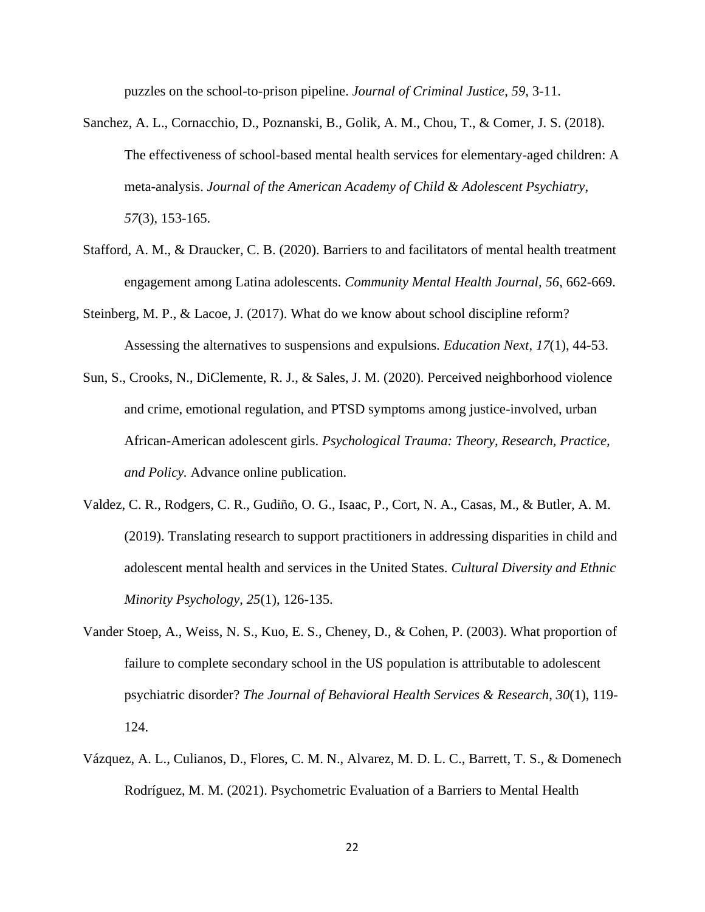puzzles on the school-to-prison pipeline. *Journal of Criminal Justice*, *59*, 3-11.

Sanchez, A. L., Cornacchio, D., Poznanski, B., Golik, A. M., Chou, T., & Comer, J. S. (2018). The effectiveness of school-based mental health services for elementary-aged children: A meta-analysis. *Journal of the American Academy of Child & Adolescent Psychiatry*, *57*(3), 153-165.

Stafford, A. M., & Draucker, C. B. (2020). Barriers to and facilitators of mental health treatment engagement among Latina adolescents. *Community Mental Health Journal, 56*, 662-669.

Steinberg, M. P., & Lacoe, J. (2017). What do we know about school discipline reform? Assessing the alternatives to suspensions and expulsions. *Education Next*, *17*(1), 44-53.

Sun, S., Crooks, N., DiClemente, R. J., & Sales, J. M. (2020). Perceived neighborhood violence and crime, emotional regulation, and PTSD symptoms among justice-involved, urban African-American adolescent girls. *Psychological Trauma: Theory, Research, Practice, and Policy.* Advance online publication.

Valdez, C. R., Rodgers, C. R., Gudiño, O. G., Isaac, P., Cort, N. A., Casas, M., & Butler, A. M. (2019). Translating research to support practitioners in addressing disparities in child and adolescent mental health and services in the United States. *Cultural Diversity and Ethnic Minority Psychology*, *25*(1), 126-135.

Vander Stoep, A., Weiss, N. S., Kuo, E. S., Cheney, D., & Cohen, P. (2003). What proportion of failure to complete secondary school in the US population is attributable to adolescent psychiatric disorder? *The Journal of Behavioral Health Services & Research*, *30*(1), 119-124.

Vázquez, A. L., Culianos, D., Flores, C. M. N., Alvarez, M. D. L. C., Barrett, T. S., & Domenech Rodríguez, M. M. (2021). Psychometric Evaluation of a Barriers to Mental Health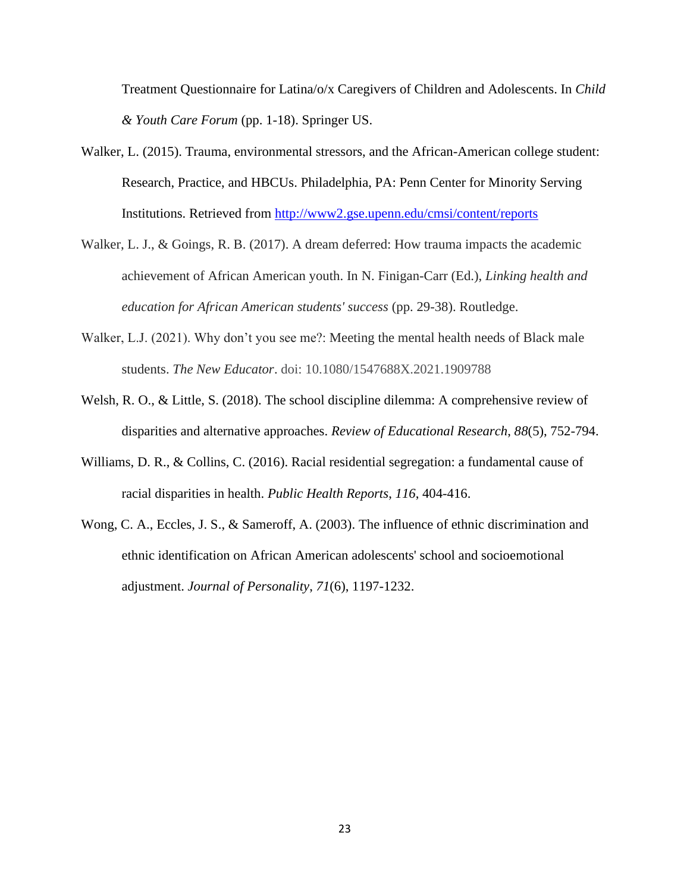Treatment Questionnaire for Latina/o/x Caregivers of Children and Adolescents. In *Child & Youth Care Forum* (pp. 1-18). Springer US.

Walker, L. (2015). Trauma, environmental stressors, and the African-American college student: Research, Practice, and HBCUs. Philadelphia, PA: Penn Center for Minority Serving Institutions. Retrieved from http://www2.gse.upenn.edu/cmsi/content/reports

Walker, L. J., & Goings, R. B. (2017). A dream deferred: How trauma impacts the academic achievement of African American youth. In N. Finigan-Carr (Ed.), *Linking health and education for African American students' success* (pp. 29-38). Routledge.

Walker, L.J. (2021). Why don't you see me?: Meeting the mental health needs of Black male students. *The New Educator*. doi: 10.1080/1547688X.2021.1909788

Welsh, R. O., & Little, S. (2018). The school discipline dilemma: A comprehensive review of disparities and alternative approaches. *Review of Educational Research*, *88*(5), 752-794.

Williams, D. R., & Collins, C. (2016). Racial residential segregation: a fundamental cause of racial disparities in health. *Public Health Reports*, *116*, 404-416.

Wong, C. A., Eccles, J. S., & Sameroff, A. (2003). The influence of ethnic discrimination and ethnic identification on African American adolescents' school and socioemotional adjustment. *Journal of Personality*, *71*(6), 1197-1232.